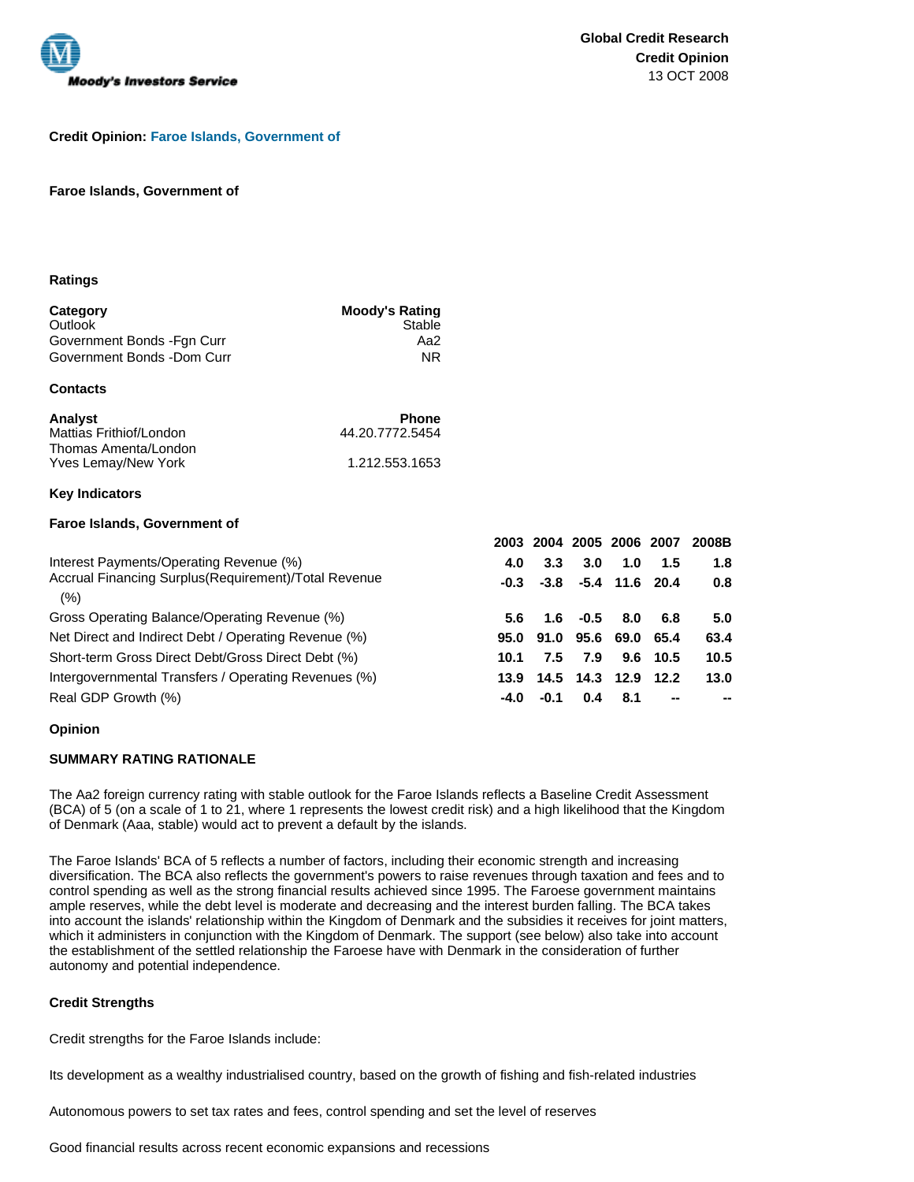Global Credit Research
Credit Opinion
13 OCT 2008

**Credit Opinion: Faroe Islands, Government of**

**Faroe Islands, Government of**

### Ratings

| Category | Moody's Rating |
| --- | --- |
| Outlook | Stable |
| Government Bonds -Fgn Curr | Aa2 |
| Government Bonds -Dom Curr | NR |

### Contacts

| Analyst | Phone |
| --- | --- |
| Mattias Frithiof/London | 44.20.7772.5454 |
| Thomas Amenta/London | |
| Yves Lemay/New York | 1.212.553.1653 |

### Key Indicators

**Faroe Islands, Government of**

| | 2003 | 2004 | 2005 | 2006 | 2007 | 2008B |
| --- | --- | --- | --- | --- | --- | --- |
| Interest Payments/Operating Revenue (%) | 4.0 | 3.3 | 3.0 | 1.0 | 1.5 | 1.8 |
| Accrual Financing Surplus(Requirement)/Total Revenue (%) | -0.3 | -3.8 | -5.4 | 11.6 | 20.4 | 0.8 |
| Gross Operating Balance/Operating Revenue (%) | 5.6 | 1.6 | -0.5 | 8.0 | 6.8 | 5.0 |
| Net Direct and Indirect Debt / Operating Revenue (%) | 95.0 | 91.0 | 95.6 | 69.0 | 65.4 | 63.4 |
| Short-term Gross Direct Debt/Gross Direct Debt (%) | 10.1 | 7.5 | 7.9 | 9.6 | 10.5 | 10.5 |
| Intergovernmental Transfers / Operating Revenues (%) | 13.9 | 14.5 | 14.3 | 12.9 | 12.2 | 13.0 |
| Real GDP Growth (%) | -4.0 | -0.1 | 0.4 | 8.1 | -- | -- |

### Opinion

#### SUMMARY RATING RATIONALE

The Aa2 foreign currency rating with stable outlook for the Faroe Islands reflects a Baseline Credit Assessment (BCA) of 5 (on a scale of 1 to 21, where 1 represents the lowest credit risk) and a high likelihood that the Kingdom of Denmark (Aaa, stable) would act to prevent a default by the islands.

The Faroe Islands' BCA of 5 reflects a number of factors, including their economic strength and increasing diversification. The BCA also reflects the government's powers to raise revenues through taxation and fees and to control spending as well as the strong financial results achieved since 1995. The Faroese government maintains ample reserves, while the debt level is moderate and decreasing and the interest burden falling. The BCA takes into account the islands' relationship within the Kingdom of Denmark and the subsidies it receives for joint matters, which it administers in conjunction with the Kingdom of Denmark. The support (see below) also take into account the establishment of the settled relationship the Faroese have with Denmark in the consideration of further autonomy and potential independence.

#### Credit Strengths

Credit strengths for the Faroe Islands include:

Its development as a wealthy industrialised country, based on the growth of fishing and fish-related industries

Autonomous powers to set tax rates and fees, control spending and set the level of reserves

Good financial results across recent economic expansions and recessions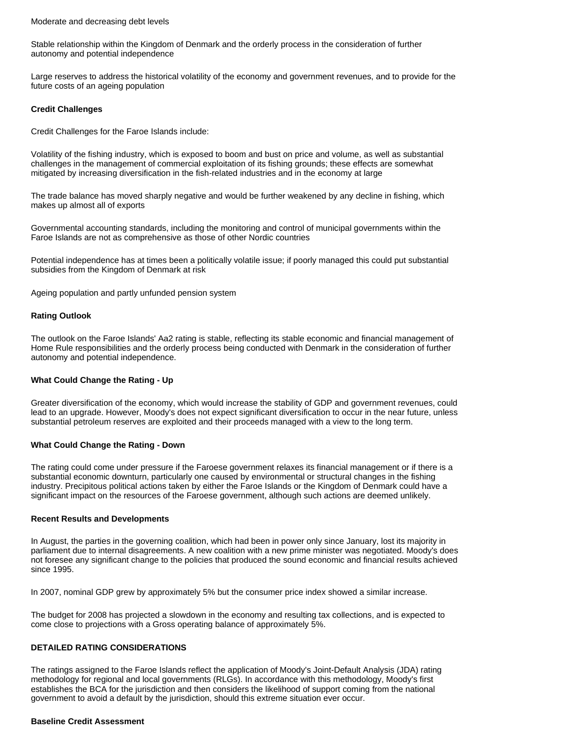Moderate and decreasing debt levels

Stable relationship within the Kingdom of Denmark and the orderly process in the consideration of further autonomy and potential independence

Large reserves to address the historical volatility of the economy and government revenues, and to provide for the future costs of an ageing population

**Credit Challenges**

Credit Challenges for the Faroe Islands include:

Volatility of the fishing industry, which is exposed to boom and bust on price and volume, as well as substantial challenges in the management of commercial exploitation of its fishing grounds; these effects are somewhat mitigated by increasing diversification in the fish-related industries and in the economy at large

The trade balance has moved sharply negative and would be further weakened by any decline in fishing, which makes up almost all of exports

Governmental accounting standards, including the monitoring and control of municipal governments within the Faroe Islands are not as comprehensive as those of other Nordic countries

Potential independence has at times been a politically volatile issue; if poorly managed this could put substantial subsidies from the Kingdom of Denmark at risk

Ageing population and partly unfunded pension system

**Rating Outlook**

The outlook on the Faroe Islands' Aa2 rating is stable, reflecting its stable economic and financial management of Home Rule responsibilities and the orderly process being conducted with Denmark in the consideration of further autonomy and potential independence.

**What Could Change the Rating - Up**

Greater diversification of the economy, which would increase the stability of GDP and government revenues, could lead to an upgrade. However, Moody's does not expect significant diversification to occur in the near future, unless substantial petroleum reserves are exploited and their proceeds managed with a view to the long term.

**What Could Change the Rating - Down**

The rating could come under pressure if the Faroese government relaxes its financial management or if there is a substantial economic downturn, particularly one caused by environmental or structural changes in the fishing industry. Precipitous political actions taken by either the Faroe Islands or the Kingdom of Denmark could have a significant impact on the resources of the Faroese government, although such actions are deemed unlikely.

**Recent Results and Developments**

In August, the parties in the governing coalition, which had been in power only since January, lost its majority in parliament due to internal disagreements. A new coalition with a new prime minister was negotiated. Moody's does not foresee any significant change to the policies that produced the sound economic and financial results achieved since 1995.

In 2007, nominal GDP grew by approximately 5% but the consumer price index showed a similar increase.

The budget for 2008 has projected a slowdown in the economy and resulting tax collections, and is expected to come close to projections with a Gross operating balance of approximately 5%.

**DETAILED RATING CONSIDERATIONS**

The ratings assigned to the Faroe Islands reflect the application of Moody's Joint-Default Analysis (JDA) rating methodology for regional and local governments (RLGs). In accordance with this methodology, Moody's first establishes the BCA for the jurisdiction and then considers the likelihood of support coming from the national government to avoid a default by the jurisdiction, should this extreme situation ever occur.

**Baseline Credit Assessment**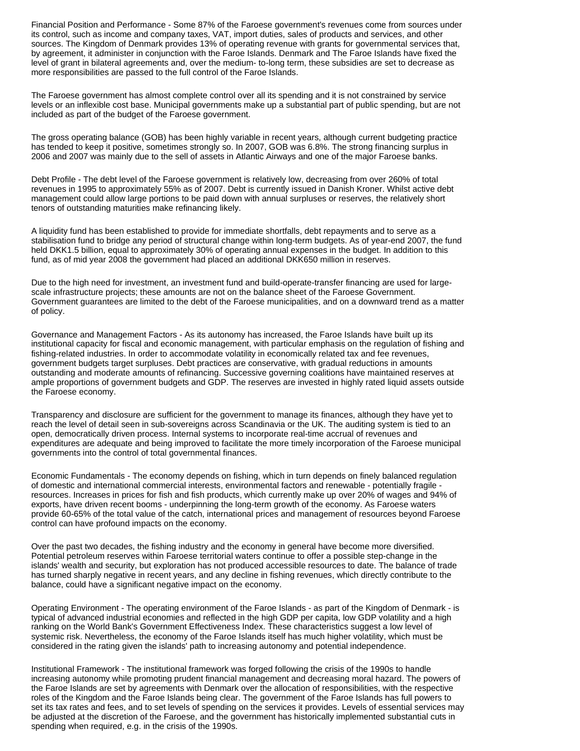Financial Position and Performance - Some 87% of the Faroese government's revenues come from sources under its control, such as income and company taxes, VAT, import duties, sales of products and services, and other sources. The Kingdom of Denmark provides 13% of operating revenue with grants for governmental services that, by agreement, it administer in conjunction with the Faroe Islands. Denmark and The Faroe Islands have fixed the level of grant in bilateral agreements and, over the medium- to-long term, these subsidies are set to decrease as more responsibilities are passed to the full control of the Faroe Islands.

The Faroese government has almost complete control over all its spending and it is not constrained by service levels or an inflexible cost base. Municipal governments make up a substantial part of public spending, but are not included as part of the budget of the Faroese government.

The gross operating balance (GOB) has been highly variable in recent years, although current budgeting practice has tended to keep it positive, sometimes strongly so. In 2007, GOB was 6.8%. The strong financing surplus in 2006 and 2007 was mainly due to the sell of assets in Atlantic Airways and one of the major Faroese banks.

Debt Profile - The debt level of the Faroese government is relatively low, decreasing from over 260% of total revenues in 1995 to approximately 55% as of 2007. Debt is currently issued in Danish Kroner. Whilst active debt management could allow large portions to be paid down with annual surpluses or reserves, the relatively short tenors of outstanding maturities make refinancing likely.

A liquidity fund has been established to provide for immediate shortfalls, debt repayments and to serve as a stabilisation fund to bridge any period of structural change within long-term budgets. As of year-end 2007, the fund held DKK1.5 billion, equal to approximately 30% of operating annual expenses in the budget. In addition to this fund, as of mid year 2008 the government had placed an additional DKK650 million in reserves.

Due to the high need for investment, an investment fund and build-operate-transfer financing are used for large-scale infrastructure projects; these amounts are not on the balance sheet of the Faroese Government. Government guarantees are limited to the debt of the Faroese municipalities, and on a downward trend as a matter of policy.

Governance and Management Factors - As its autonomy has increased, the Faroe Islands have built up its institutional capacity for fiscal and economic management, with particular emphasis on the regulation of fishing and fishing-related industries. In order to accommodate volatility in economically related tax and fee revenues, government budgets target surpluses. Debt practices are conservative, with gradual reductions in amounts outstanding and moderate amounts of refinancing. Successive governing coalitions have maintained reserves at ample proportions of government budgets and GDP. The reserves are invested in highly rated liquid assets outside the Faroese economy.

Transparency and disclosure are sufficient for the government to manage its finances, although they have yet to reach the level of detail seen in sub-sovereigns across Scandinavia or the UK. The auditing system is tied to an open, democratically driven process. Internal systems to incorporate real-time accrual of revenues and expenditures are adequate and being improved to facilitate the more timely incorporation of the Faroese municipal governments into the control of total governmental finances.

Economic Fundamentals - The economy depends on fishing, which in turn depends on finely balanced regulation of domestic and international commercial interests, environmental factors and renewable - potentially fragile - resources. Increases in prices for fish and fish products, which currently make up over 20% of wages and 94% of exports, have driven recent booms - underpinning the long-term growth of the economy. As Faroese waters provide 60-65% of the total value of the catch, international prices and management of resources beyond Faroese control can have profound impacts on the economy.

Over the past two decades, the fishing industry and the economy in general have become more diversified. Potential petroleum reserves within Faroese territorial waters continue to offer a possible step-change in the islands' wealth and security, but exploration has not produced accessible resources to date. The balance of trade has turned sharply negative in recent years, and any decline in fishing revenues, which directly contribute to the balance, could have a significant negative impact on the economy.

Operating Environment - The operating environment of the Faroe Islands - as part of the Kingdom of Denmark - is typical of advanced industrial economies and reflected in the high GDP per capita, low GDP volatility and a high ranking on the World Bank's Government Effectiveness Index. These characteristics suggest a low level of systemic risk. Nevertheless, the economy of the Faroe Islands itself has much higher volatility, which must be considered in the rating given the islands' path to increasing autonomy and potential independence.

Institutional Framework - The institutional framework was forged following the crisis of the 1990s to handle increasing autonomy while promoting prudent financial management and decreasing moral hazard. The powers of the Faroe Islands are set by agreements with Denmark over the allocation of responsibilities, with the respective roles of the Kingdom and the Faroe Islands being clear. The government of the Faroe Islands has full powers to set its tax rates and fees, and to set levels of spending on the services it provides. Levels of essential services may be adjusted at the discretion of the Faroese, and the government has historically implemented substantial cuts in spending when required, e.g. in the crisis of the 1990s.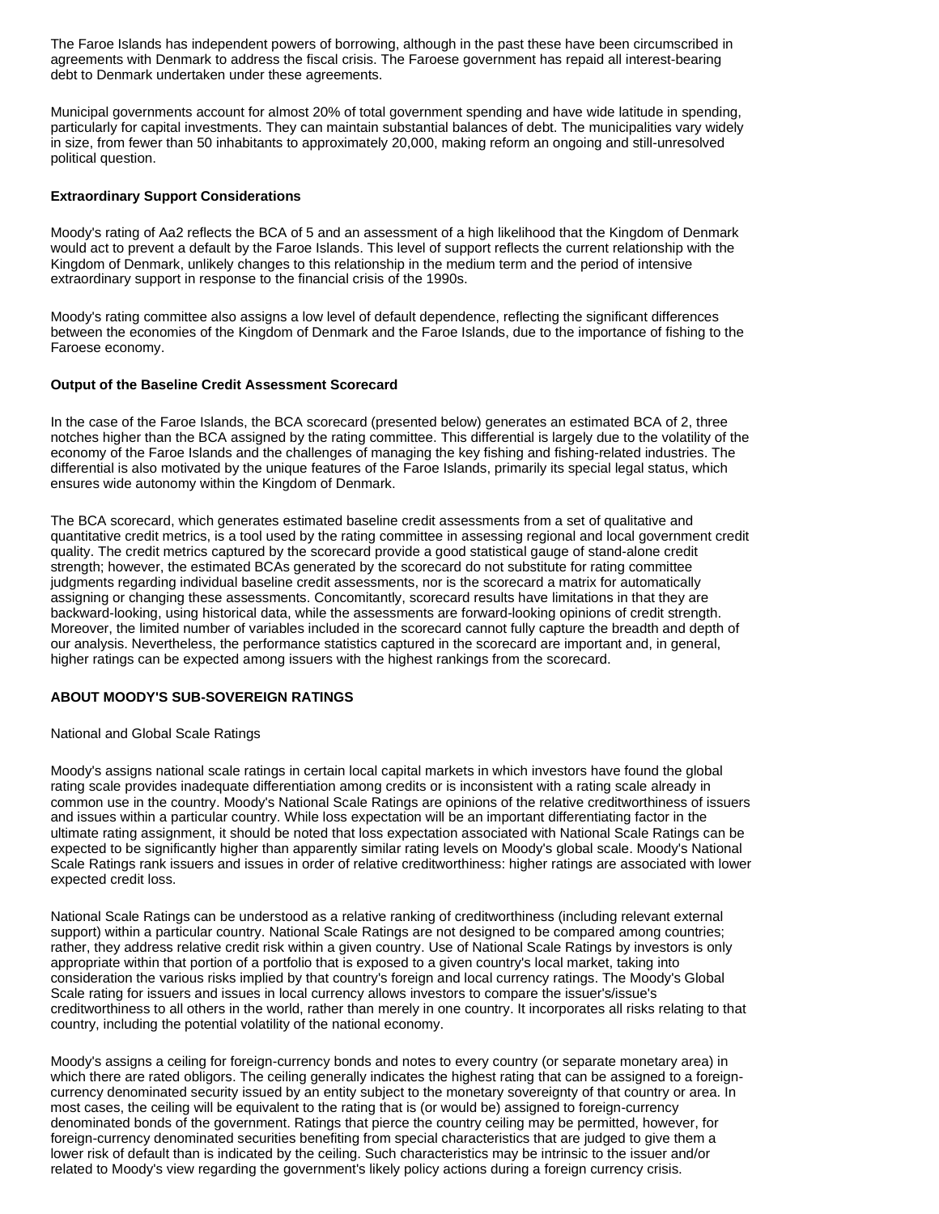The Faroe Islands has independent powers of borrowing, although in the past these have been circumscribed in agreements with Denmark to address the fiscal crisis. The Faroese government has repaid all interest-bearing debt to Denmark undertaken under these agreements.

Municipal governments account for almost 20% of total government spending and have wide latitude in spending, particularly for capital investments. They can maintain substantial balances of debt. The municipalities vary widely in size, from fewer than 50 inhabitants to approximately 20,000, making reform an ongoing and still-unresolved political question.

**Extraordinary Support Considerations**

Moody's rating of Aa2 reflects the BCA of 5 and an assessment of a high likelihood that the Kingdom of Denmark would act to prevent a default by the Faroe Islands. This level of support reflects the current relationship with the Kingdom of Denmark, unlikely changes to this relationship in the medium term and the period of intensive extraordinary support in response to the financial crisis of the 1990s.

Moody's rating committee also assigns a low level of default dependence, reflecting the significant differences between the economies of the Kingdom of Denmark and the Faroe Islands, due to the importance of fishing to the Faroese economy.

**Output of the Baseline Credit Assessment Scorecard**

In the case of the Faroe Islands, the BCA scorecard (presented below) generates an estimated BCA of 2, three notches higher than the BCA assigned by the rating committee. This differential is largely due to the volatility of the economy of the Faroe Islands and the challenges of managing the key fishing and fishing-related industries. The differential is also motivated by the unique features of the Faroe Islands, primarily its special legal status, which ensures wide autonomy within the Kingdom of Denmark.

The BCA scorecard, which generates estimated baseline credit assessments from a set of qualitative and quantitative credit metrics, is a tool used by the rating committee in assessing regional and local government credit quality. The credit metrics captured by the scorecard provide a good statistical gauge of stand-alone credit strength; however, the estimated BCAs generated by the scorecard do not substitute for rating committee judgments regarding individual baseline credit assessments, nor is the scorecard a matrix for automatically assigning or changing these assessments. Concomitantly, scorecard results have limitations in that they are backward-looking, using historical data, while the assessments are forward-looking opinions of credit strength. Moreover, the limited number of variables included in the scorecard cannot fully capture the breadth and depth of our analysis. Nevertheless, the performance statistics captured in the scorecard are important and, in general, higher ratings can be expected among issuers with the highest rankings from the scorecard.

**ABOUT MOODY'S SUB-SOVEREIGN RATINGS**

National and Global Scale Ratings

Moody's assigns national scale ratings in certain local capital markets in which investors have found the global rating scale provides inadequate differentiation among credits or is inconsistent with a rating scale already in common use in the country. Moody's National Scale Ratings are opinions of the relative creditworthiness of issuers and issues within a particular country. While loss expectation will be an important differentiating factor in the ultimate rating assignment, it should be noted that loss expectation associated with National Scale Ratings can be expected to be significantly higher than apparently similar rating levels on Moody's global scale. Moody's National Scale Ratings rank issuers and issues in order of relative creditworthiness: higher ratings are associated with lower expected credit loss.

National Scale Ratings can be understood as a relative ranking of creditworthiness (including relevant external support) within a particular country. National Scale Ratings are not designed to be compared among countries; rather, they address relative credit risk within a given country. Use of National Scale Ratings by investors is only appropriate within that portion of a portfolio that is exposed to a given country's local market, taking into consideration the various risks implied by that country's foreign and local currency ratings. The Moody's Global Scale rating for issuers and issues in local currency allows investors to compare the issuer's/issue's creditworthiness to all others in the world, rather than merely in one country. It incorporates all risks relating to that country, including the potential volatility of the national economy.

Moody's assigns a ceiling for foreign-currency bonds and notes to every country (or separate monetary area) in which there are rated obligors. The ceiling generally indicates the highest rating that can be assigned to a foreign-currency denominated security issued by an entity subject to the monetary sovereignty of that country or area. In most cases, the ceiling will be equivalent to the rating that is (or would be) assigned to foreign-currency denominated bonds of the government. Ratings that pierce the country ceiling may be permitted, however, for foreign-currency denominated securities benefiting from special characteristics that are judged to give them a lower risk of default than is indicated by the ceiling. Such characteristics may be intrinsic to the issuer and/or related to Moody's view regarding the government's likely policy actions during a foreign currency crisis.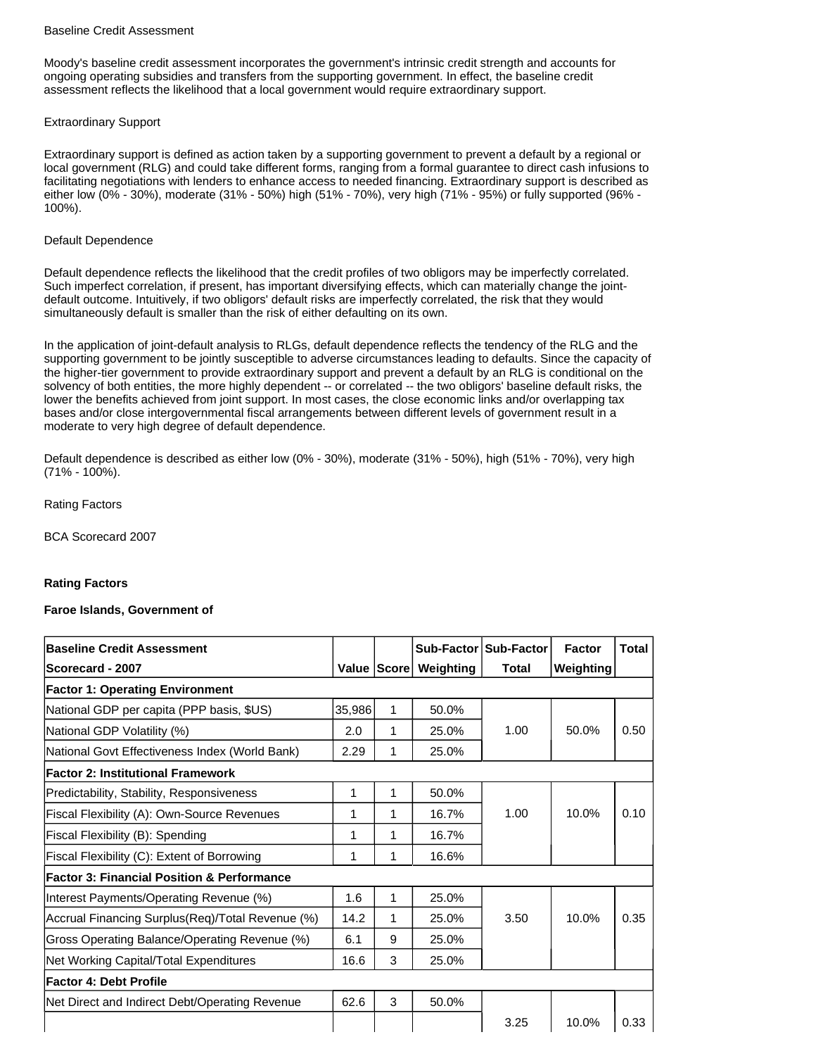Baseline Credit Assessment

Moody's baseline credit assessment incorporates the government's intrinsic credit strength and accounts for ongoing operating subsidies and transfers from the supporting government. In effect, the baseline credit assessment reflects the likelihood that a local government would require extraordinary support.

Extraordinary Support

Extraordinary support is defined as action taken by a supporting government to prevent a default by a regional or local government (RLG) and could take different forms, ranging from a formal guarantee to direct cash infusions to facilitating negotiations with lenders to enhance access to needed financing. Extraordinary support is described as either low (0% - 30%), moderate (31% - 50%) high (51% - 70%), very high (71% - 95%) or fully supported (96% - 100%).

Default Dependence

Default dependence reflects the likelihood that the credit profiles of two obligors may be imperfectly correlated. Such imperfect correlation, if present, has important diversifying effects, which can materially change the joint-default outcome. Intuitively, if two obligors' default risks are imperfectly correlated, the risk that they would simultaneously default is smaller than the risk of either defaulting on its own.

In the application of joint-default analysis to RLGs, default dependence reflects the tendency of the RLG and the supporting government to be jointly susceptible to adverse circumstances leading to defaults. Since the capacity of the higher-tier government to provide extraordinary support and prevent a default by an RLG is conditional on the solvency of both entities, the more highly dependent -- or correlated -- the two obligors' baseline default risks, the lower the benefits achieved from joint support. In most cases, the close economic links and/or overlapping tax bases and/or close intergovernmental fiscal arrangements between different levels of government result in a moderate to very high degree of default dependence.

Default dependence is described as either low (0% - 30%), moderate (31% - 50%), high (51% - 70%), very high (71% - 100%).

Rating Factors

BCA Scorecard 2007

**Rating Factors**

**Faroe Islands, Government of**

| **Baseline Credit Assessment Scorecard - 2007** | **Value** | **Score** | **Sub-Factor Weighting** | **Sub-Factor Total** | **Factor Weighting** | **Total** |
|---|---|---|---|---|---|---|
| **Factor 1: Operating Environment** | | | | | | |
| National GDP per capita (PPP basis, $US) | 35,986 | 1 | 50.0% | | | |
| National GDP Volatility (%) | 2.0 | 1 | 25.0% | 1.00 | 50.0% | 0.50 |
| National Govt Effectiveness Index (World Bank) | 2.29 | 1 | 25.0% | | | |
| **Factor 2: Institutional Framework** | | | | | | |
| Predictability, Stability, Responsiveness | 1 | 1 | 50.0% | | | |
| Fiscal Flexibility (A): Own-Source Revenues | 1 | 1 | 16.7% | 1.00 | 10.0% | 0.10 |
| Fiscal Flexibility (B): Spending | 1 | 1 | 16.7% | | | |
| Fiscal Flexibility (C): Extent of Borrowing | 1 | 1 | 16.6% | | | |
| **Factor 3: Financial Position & Performance** | | | | | | |
| Interest Payments/Operating Revenue (%) | 1.6 | 1 | 25.0% | | | |
| Accrual Financing Surplus(Req)/Total Revenue (%) | 14.2 | 1 | 25.0% | 3.50 | 10.0% | 0.35 |
| Gross Operating Balance/Operating Revenue (%) | 6.1 | 9 | 25.0% | | | |
| Net Working Capital/Total Expenditures | 16.6 | 3 | 25.0% | | | |
| **Factor 4: Debt Profile** | | | | | | |
| Net Direct and Indirect Debt/Operating Revenue | 62.6 | 3 | 50.0% | | | |
| | | | | 3.25 | 10.0% | 0.33 |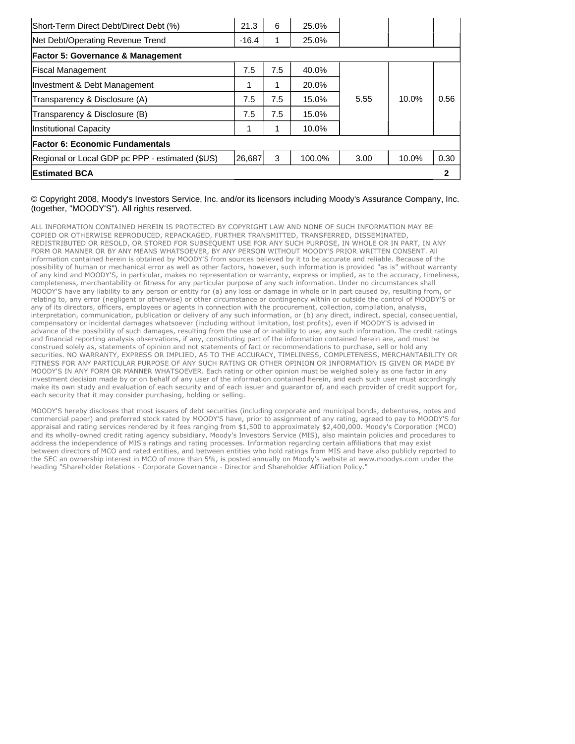| | | | | | | |
|---|---|---|---|---|---|---|
| Short-Term Direct Debt/Direct Debt (%) | 21.3 | 6 | 25.0% | | | |
| Net Debt/Operating Revenue Trend | -16.4 | 1 | 25.0% | | | |
| **Factor 5: Governance & Management** | | | | | | |
| Fiscal Management | 7.5 | 7.5 | 40.0% | | | |
| Investment & Debt Management | 1 | 1 | 20.0% | | | |
| Transparency & Disclosure (A) | 7.5 | 7.5 | 15.0% | 5.55 | 10.0% | 0.56 |
| Transparency & Disclosure (B) | 7.5 | 7.5 | 15.0% | | | |
| Institutional Capacity | 1 | 1 | 10.0% | | | |
| **Factor 6: Economic Fundamentals** | | | | | | |
| Regional or Local GDP pc PPP - estimated ($US) | 26,687 | 3 | 100.0% | 3.00 | 10.0% | 0.30 |
| **Estimated BCA** | | | | | | **2** |

© Copyright 2008, Moody's Investors Service, Inc. and/or its licensors including Moody's Assurance Company, Inc. (together, "MOODY'S"). All rights reserved.

ALL INFORMATION CONTAINED HEREIN IS PROTECTED BY COPYRIGHT LAW AND NONE OF SUCH INFORMATION MAY BE COPIED OR OTHERWISE REPRODUCED, REPACKAGED, FURTHER TRANSMITTED, TRANSFERRED, DISSEMINATED, REDISTRIBUTED OR RESOLD, OR STORED FOR SUBSEQUENT USE FOR ANY SUCH PURPOSE, IN WHOLE OR IN PART, IN ANY FORM OR MANNER OR BY ANY MEANS WHATSOEVER, BY ANY PERSON WITHOUT MOODY'S PRIOR WRITTEN CONSENT. All information contained herein is obtained by MOODY'S from sources believed by it to be accurate and reliable. Because of the possibility of human or mechanical error as well as other factors, however, such information is provided "as is" without warranty of any kind and MOODY'S, in particular, makes no representation or warranty, express or implied, as to the accuracy, timeliness, completeness, merchantability or fitness for any particular purpose of any such information. Under no circumstances shall MOODY'S have any liability to any person or entity for (a) any loss or damage in whole or in part caused by, resulting from, or relating to, any error (negligent or otherwise) or other circumstance or contingency within or outside the control of MOODY'S or any of its directors, officers, employees or agents in connection with the procurement, collection, compilation, analysis, interpretation, communication, publication or delivery of any such information, or (b) any direct, indirect, special, consequential, compensatory or incidental damages whatsoever (including without limitation, lost profits), even if MOODY'S is advised in advance of the possibility of such damages, resulting from the use of or inability to use, any such information. The credit ratings and financial reporting analysis observations, if any, constituting part of the information contained herein are, and must be construed solely as, statements of opinion and not statements of fact or recommendations to purchase, sell or hold any securities. NO WARRANTY, EXPRESS OR IMPLIED, AS TO THE ACCURACY, TIMELINESS, COMPLETENESS, MERCHANTABILITY OR FITNESS FOR ANY PARTICULAR PURPOSE OF ANY SUCH RATING OR OTHER OPINION OR INFORMATION IS GIVEN OR MADE BY MOODY'S IN ANY FORM OR MANNER WHATSOEVER. Each rating or other opinion must be weighed solely as one factor in any investment decision made by or on behalf of any user of the information contained herein, and each such user must accordingly make its own study and evaluation of each security and of each issuer and guarantor of, and each provider of credit support for, each security that it may consider purchasing, holding or selling.

MOODY'S hereby discloses that most issuers of debt securities (including corporate and municipal bonds, debentures, notes and commercial paper) and preferred stock rated by MOODY'S have, prior to assignment of any rating, agreed to pay to MOODY'S for appraisal and rating services rendered by it fees ranging from $1,500 to approximately $2,400,000. Moody's Corporation (MCO) and its wholly-owned credit rating agency subsidiary, Moody's Investors Service (MIS), also maintain policies and procedures to address the independence of MIS's ratings and rating processes. Information regarding certain affiliations that may exist between directors of MCO and rated entities, and between entities who hold ratings from MIS and have also publicly reported to the SEC an ownership interest in MCO of more than 5%, is posted annually on Moody's website at www.moodys.com under the heading "Shareholder Relations - Corporate Governance - Director and Shareholder Affiliation Policy."